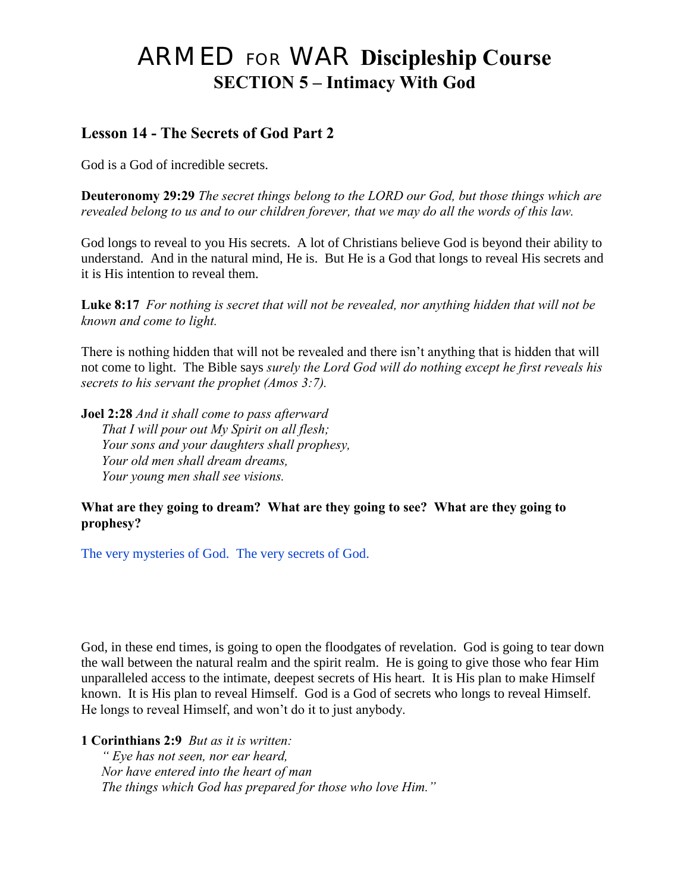# ARMED FOR WAR Discipleship Course
## SECTION 5 – Intimacy With God

### Lesson 14 - The Secrets of God Part 2

God is a God of incredible secrets.

**Deuteronomy 29:29** *The secret things belong to the LORD our God, but those things which are revealed belong to us and to our children forever, that we may do all the words of this law.*

God longs to reveal to you His secrets. A lot of Christians believe God is beyond their ability to understand. And in the natural mind, He is. But He is a God that longs to reveal His secrets and it is His intention to reveal them.

**Luke 8:17** *For nothing is secret that will not be revealed, nor anything hidden that will not be known and come to light.*

There is nothing hidden that will not be revealed and there isn't anything that is hidden that will not come to light. The Bible says *surely the Lord God will do nothing except he first reveals his secrets to his servant the prophet (Amos 3:7).*

**Joel 2:28** *And it shall come to pass afterward*
*That I will pour out My Spirit on all flesh;*
*Your sons and your daughters shall prophesy,*
*Your old men shall dream dreams,*
*Your young men shall see visions.*

**What are they going to dream? What are they going to see? What are they going to prophesy?**

The very mysteries of God. The very secrets of God.

God, in these end times, is going to open the floodgates of revelation. God is going to tear down the wall between the natural realm and the spirit realm. He is going to give those who fear Him unparalleled access to the intimate, deepest secrets of His heart. It is His plan to make Himself known. It is His plan to reveal Himself. God is a God of secrets who longs to reveal Himself. He longs to reveal Himself, and won't do it to just anybody.

**1 Corinthians 2:9** *But as it is written:*
*" Eye has not seen, nor ear heard,*
*Nor have entered into the heart of man*
*The things which God has prepared for those who love Him."*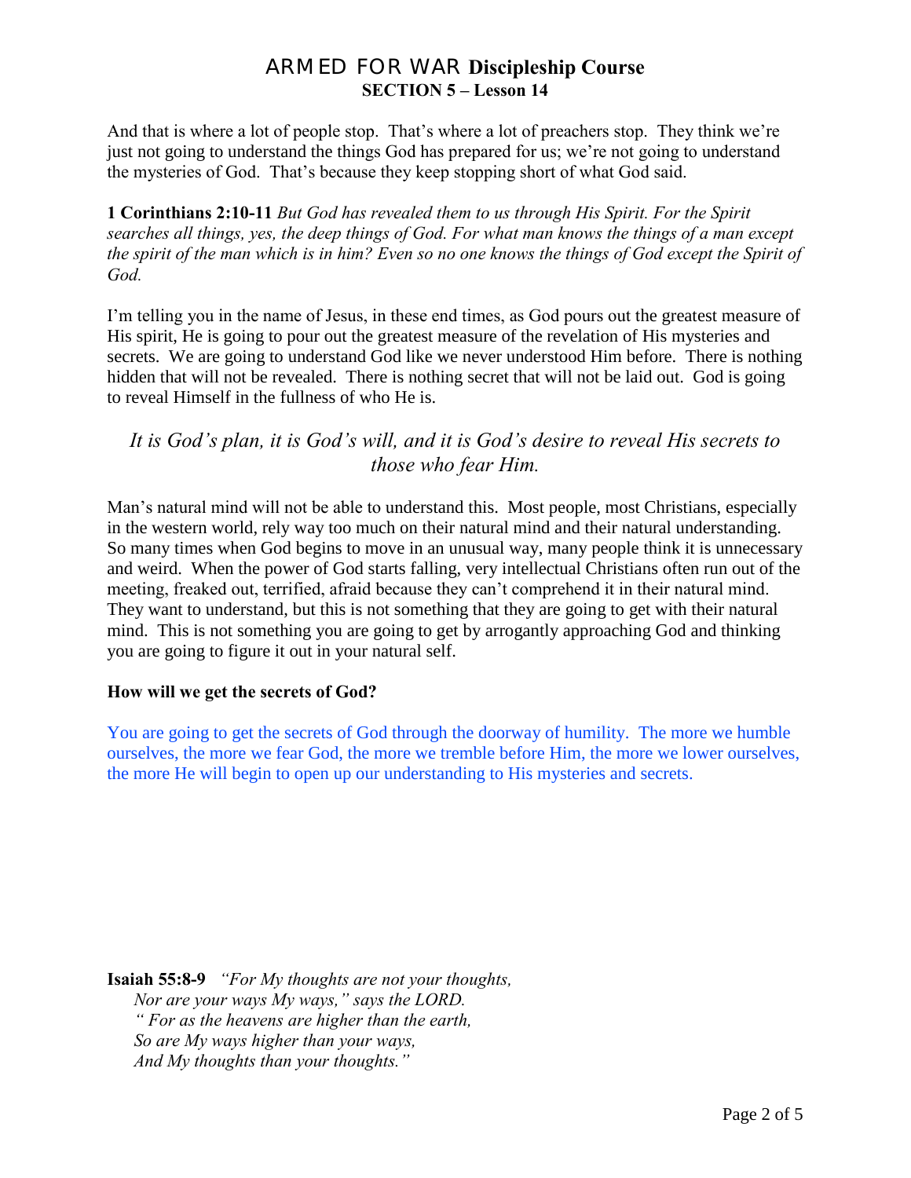And that is where a lot of people stop. That's where a lot of preachers stop. They think we're just not going to understand the things God has prepared for us; we're not going to understand the mysteries of God. That's because they keep stopping short of what God said.

**1 Corinthians 2:10-11** *But God has revealed them to us through His Spirit. For the Spirit searches all things, yes, the deep things of God. For what man knows the things of a man except the spirit of the man which is in him? Even so no one knows the things of God except the Spirit of God.*

I'm telling you in the name of Jesus, in these end times, as God pours out the greatest measure of His spirit, He is going to pour out the greatest measure of the revelation of His mysteries and secrets. We are going to understand God like we never understood Him before. There is nothing hidden that will not be revealed. There is nothing secret that will not be laid out. God is going to reveal Himself in the fullness of who He is.

*It is God's plan, it is God's will, and it is God's desire to reveal His secrets to those who fear Him.*

Man's natural mind will not be able to understand this. Most people, most Christians, especially in the western world, rely way too much on their natural mind and their natural understanding. So many times when God begins to move in an unusual way, many people think it is unnecessary and weird. When the power of God starts falling, very intellectual Christians often run out of the meeting, freaked out, terrified, afraid because they can't comprehend it in their natural mind. They want to understand, but this is not something that they are going to get with their natural mind. This is not something you are going to get by arrogantly approaching God and thinking you are going to figure it out in your natural self.

**How will we get the secrets of God?**

You are going to get the secrets of God through the doorway of humility. The more we humble ourselves, the more we fear God, the more we tremble before Him, the more we lower ourselves, the more He will begin to open up our understanding to His mysteries and secrets.

**Isaiah 55:8-9** *"For My thoughts are not your thoughts,*
*Nor are your ways My ways," says the LORD.*
*" For as the heavens are higher than the earth,*
*So are My ways higher than your ways,*
*And My thoughts than your thoughts."*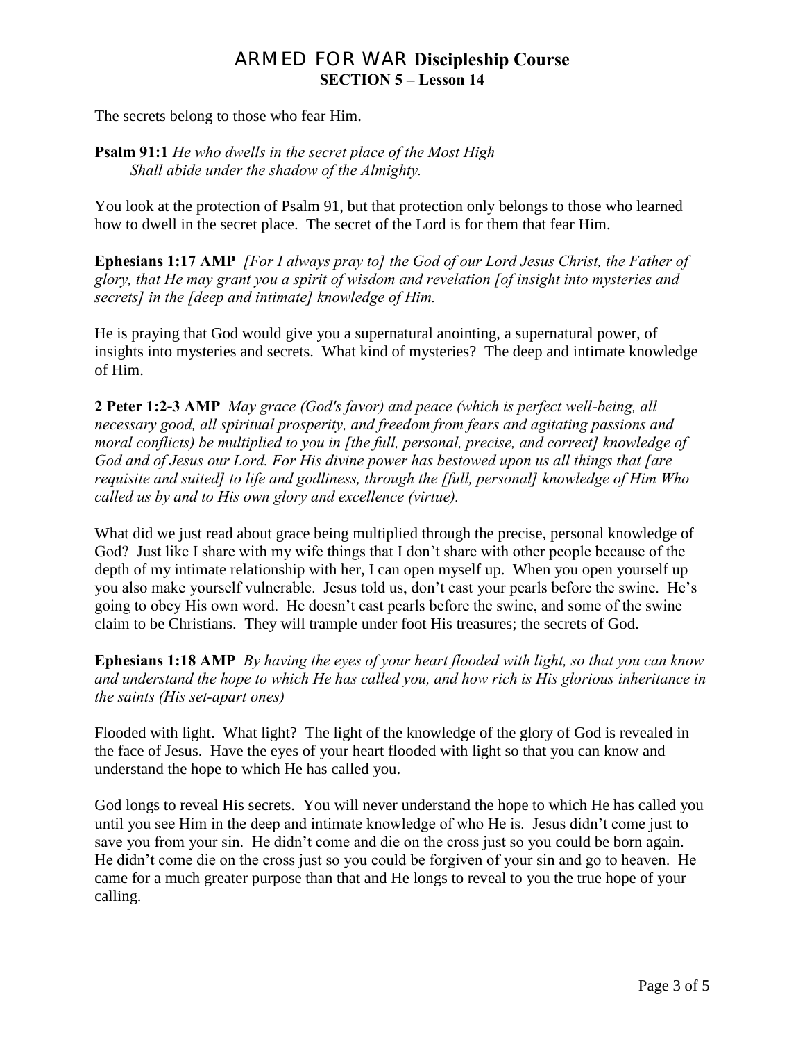The secrets belong to those who fear Him.

**Psalm 91:1** *He who dwells in the secret place of the Most High*
*Shall abide under the shadow of the Almighty.*

You look at the protection of Psalm 91, but that protection only belongs to those who learned how to dwell in the secret place. The secret of the Lord is for them that fear Him.

**Ephesians 1:17 AMP** *[For I always pray to] the God of our Lord Jesus Christ, the Father of glory, that He may grant you a spirit of wisdom and revelation [of insight into mysteries and secrets] in the [deep and intimate] knowledge of Him.*

He is praying that God would give you a supernatural anointing, a supernatural power, of insights into mysteries and secrets. What kind of mysteries? The deep and intimate knowledge of Him.

**2 Peter 1:2-3 AMP** *May grace (God's favor) and peace (which is perfect well-being, all necessary good, all spiritual prosperity, and freedom from fears and agitating passions and moral conflicts) be multiplied to you in [the full, personal, precise, and correct] knowledge of God and of Jesus our Lord. For His divine power has bestowed upon us all things that [are requisite and suited] to life and godliness, through the [full, personal] knowledge of Him Who called us by and to His own glory and excellence (virtue).*

What did we just read about grace being multiplied through the precise, personal knowledge of God? Just like I share with my wife things that I don't share with other people because of the depth of my intimate relationship with her, I can open myself up. When you open yourself up you also make yourself vulnerable. Jesus told us, don't cast your pearls before the swine. He's going to obey His own word. He doesn't cast pearls before the swine, and some of the swine claim to be Christians. They will trample under foot His treasures; the secrets of God.

**Ephesians 1:18 AMP** *By having the eyes of your heart flooded with light, so that you can know and understand the hope to which He has called you, and how rich is His glorious inheritance in the saints (His set-apart ones)*

Flooded with light. What light? The light of the knowledge of the glory of God is revealed in the face of Jesus. Have the eyes of your heart flooded with light so that you can know and understand the hope to which He has called you.

God longs to reveal His secrets. You will never understand the hope to which He has called you until you see Him in the deep and intimate knowledge of who He is. Jesus didn't come just to save you from your sin. He didn't come and die on the cross just so you could be born again. He didn't come die on the cross just so you could be forgiven of your sin and go to heaven. He came for a much greater purpose than that and He longs to reveal to you the true hope of your calling.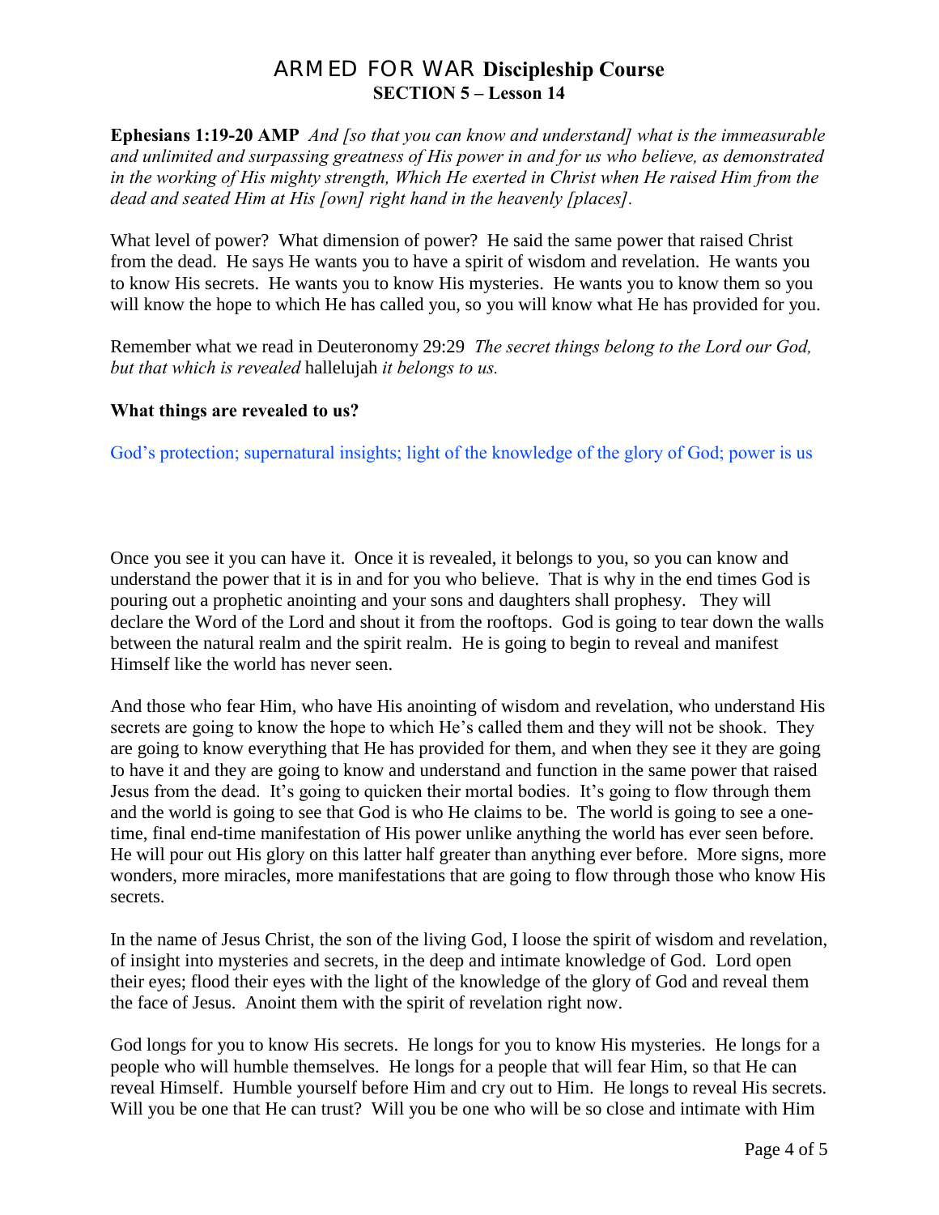**Ephesians 1:19-20 AMP** *And [so that you can know and understand] what is the immeasurable and unlimited and surpassing greatness of His power in and for us who believe, as demonstrated in the working of His mighty strength, Which He exerted in Christ when He raised Him from the dead and seated Him at His [own] right hand in the heavenly [places].*

What level of power? What dimension of power? He said the same power that raised Christ from the dead. He says He wants you to have a spirit of wisdom and revelation. He wants you to know His secrets. He wants you to know His mysteries. He wants you to know them so you will know the hope to which He has called you, so you will know what He has provided for you.

Remember what we read in Deuteronomy 29:29 *The secret things belong to the Lord our God, but that which is revealed* hallelujah *it belongs to us.*

**What things are revealed to us?**

God's protection; supernatural insights; light of the knowledge of the glory of God; power is us

Once you see it you can have it. Once it is revealed, it belongs to you, so you can know and understand the power that it is in and for you who believe. That is why in the end times God is pouring out a prophetic anointing and your sons and daughters shall prophesy. They will declare the Word of the Lord and shout it from the rooftops. God is going to tear down the walls between the natural realm and the spirit realm. He is going to begin to reveal and manifest Himself like the world has never seen.

And those who fear Him, who have His anointing of wisdom and revelation, who understand His secrets are going to know the hope to which He's called them and they will not be shook. They are going to know everything that He has provided for them, and when they see it they are going to have it and they are going to know and understand and function in the same power that raised Jesus from the dead. It's going to quicken their mortal bodies. It's going to flow through them and the world is going to see that God is who He claims to be. The world is going to see a one-time, final end-time manifestation of His power unlike anything the world has ever seen before. He will pour out His glory on this latter half greater than anything ever before. More signs, more wonders, more miracles, more manifestations that are going to flow through those who know His secrets.

In the name of Jesus Christ, the son of the living God, I loose the spirit of wisdom and revelation, of insight into mysteries and secrets, in the deep and intimate knowledge of God. Lord open their eyes; flood their eyes with the light of the knowledge of the glory of God and reveal them the face of Jesus. Anoint them with the spirit of revelation right now.

God longs for you to know His secrets. He longs for you to know His mysteries. He longs for a people who will humble themselves. He longs for a people that will fear Him, so that He can reveal Himself. Humble yourself before Him and cry out to Him. He longs to reveal His secrets. Will you be one that He can trust? Will you be one who will be so close and intimate with Him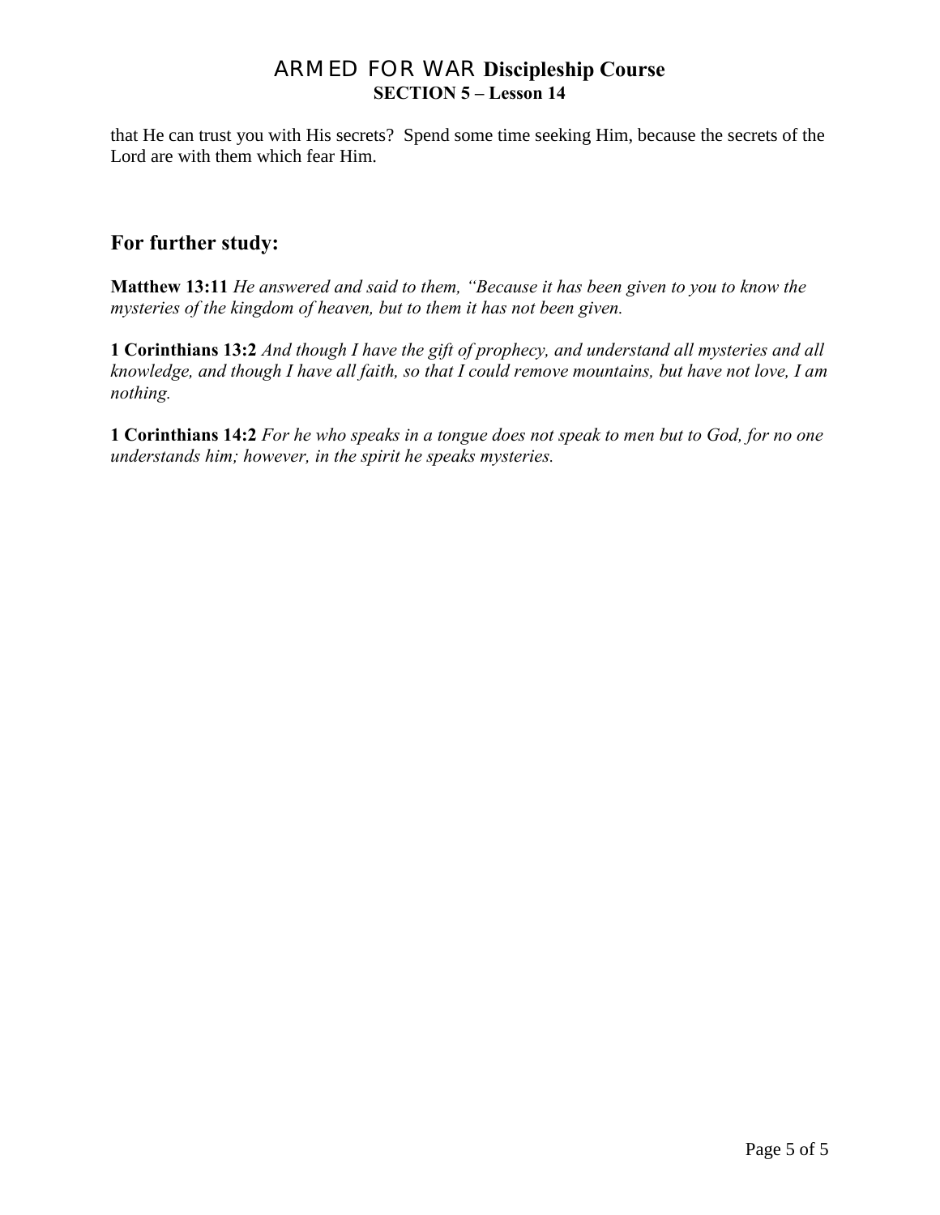that He can trust you with His secrets? Spend some time seeking Him, because the secrets of the Lord are with them which fear Him.

## For further study:

**Matthew 13:11** *He answered and said to them, "Because it has been given to you to know the mysteries of the kingdom of heaven, but to them it has not been given.*

**1 Corinthians 13:2** *And though I have the gift of prophecy, and understand all mysteries and all knowledge, and though I have all faith, so that I could remove mountains, but have not love, I am nothing.*

**1 Corinthians 14:2** *For he who speaks in a tongue does not speak to men but to God, for no one understands him; however, in the spirit he speaks mysteries.*